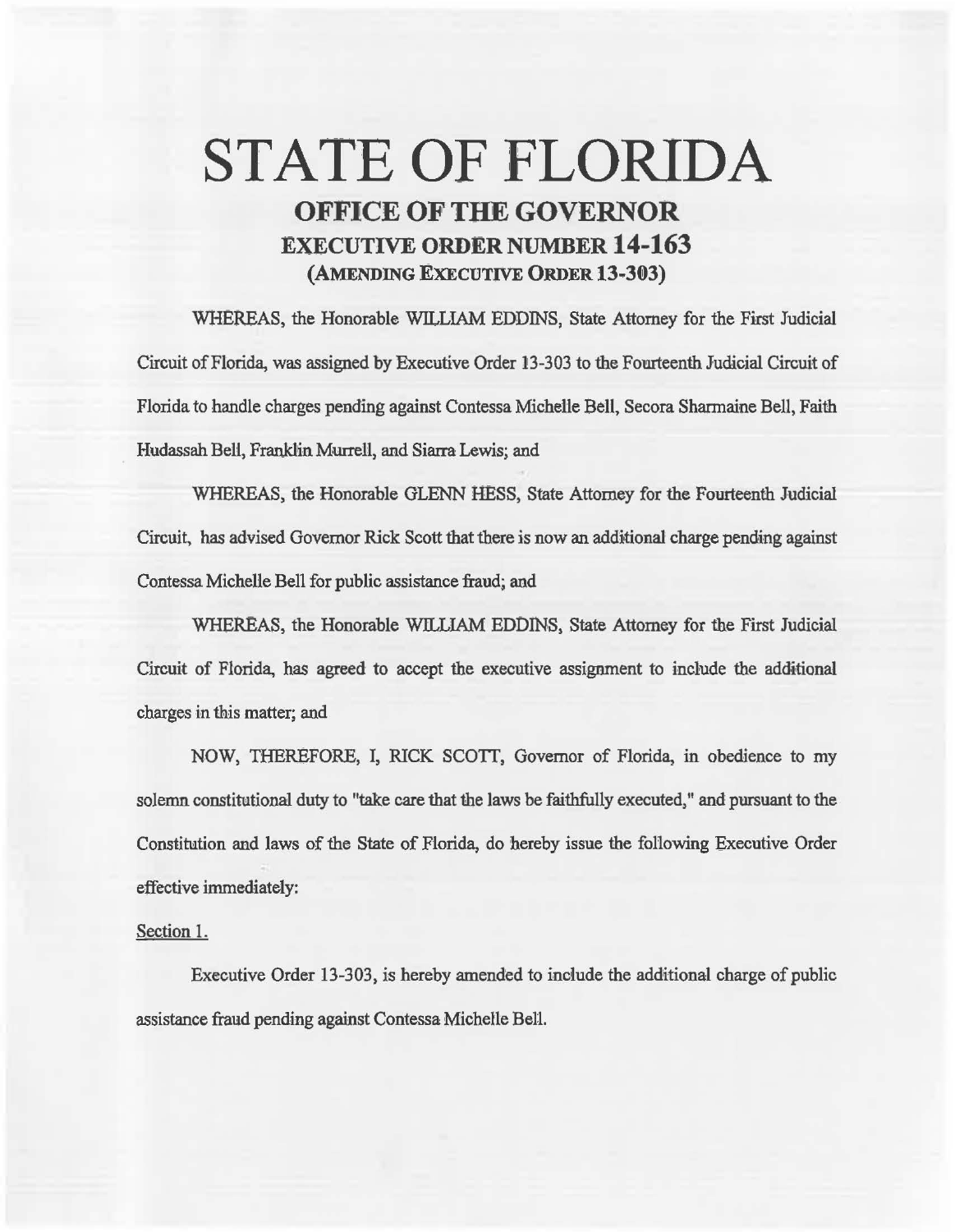# STATE OF FLORIDA

## OFFICE OF THE GOVERNOR

## EXECUTIVE ORDER NUMBER 14-163

## (AMENDING EXECUTIVE ORDER 13-303)

WHEREAS, the Honorable WILLIAM EDDINS, State Attorney for the First Judicial Circuit of Florida, was assigned by Executive Order 13-303 to the Fourteenth Judicial Circuit of Florida to handle charges pending against Contessa Michelle Bell, Secora Sharmaine Bell, Faith Hudassah Bell, Franklin Murrell, and Siarra Lewis; and

WHEREAS, the Honorable GLENN HESS, State Attorney for the Fourteenth Judicial Circuit, has advised Governor Rick Scott that there is now an additional charge pending against Contessa Michelle Bell for public assistance fraud; and

WHEREAS, the Honorable WILLIAM EDDINS, State Attorney for the First Judicial Circuit of Florida, has agreed to accept the executive assignment to include the additional charges in this matter; and

NOW, THEREFORE, I, RICK SCOTT, Governor of Florida, in obedience to my solemn constitutional duty to "take care that the laws be faithfully executed," and pursuant to the Constitution and laws of the State of Florida, do hereby issue the following Executive Order effective immediately:

Section 1.

Executive Order 13-303, is hereby amended to include the additional charge of public assistance fraud pending against Contessa Michelle Bell.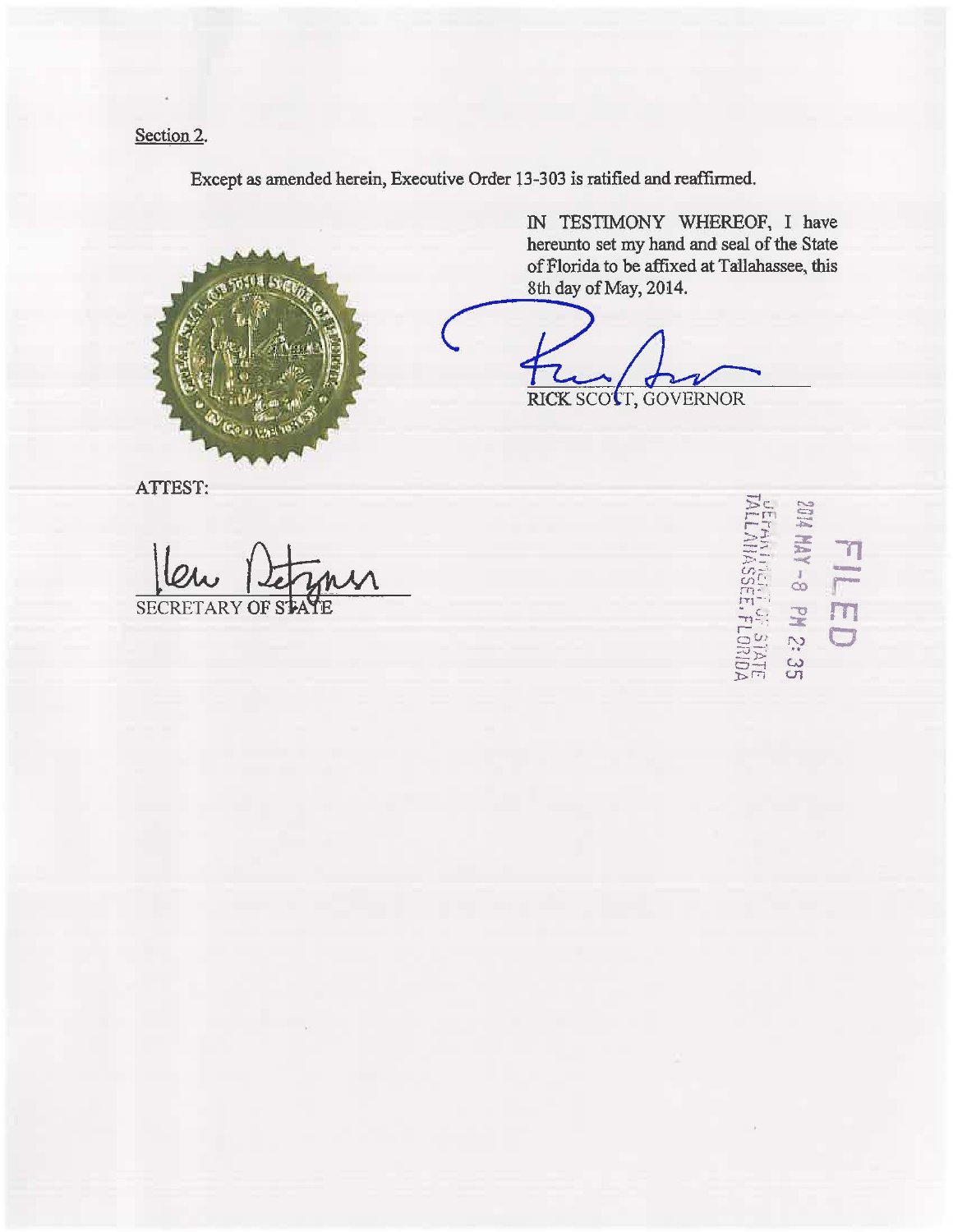Section 2.

Except as amended herein, Executive Order 13-303 is ratified and reaffirmed.

IN TESTIMONY WHEREOF, I have hereunto set my hand and seal of the State of Florida to be affixed at Tallahassee, this 8th day of May, 2014.

RICK SCOTT, GOVERNOR

ATTEST:

SECRETARY OF STATE

FILED

2014 MAY -8 PM 2:35

DEPARTMENT OF STATE
TALLAHASSEE, FLORIDA